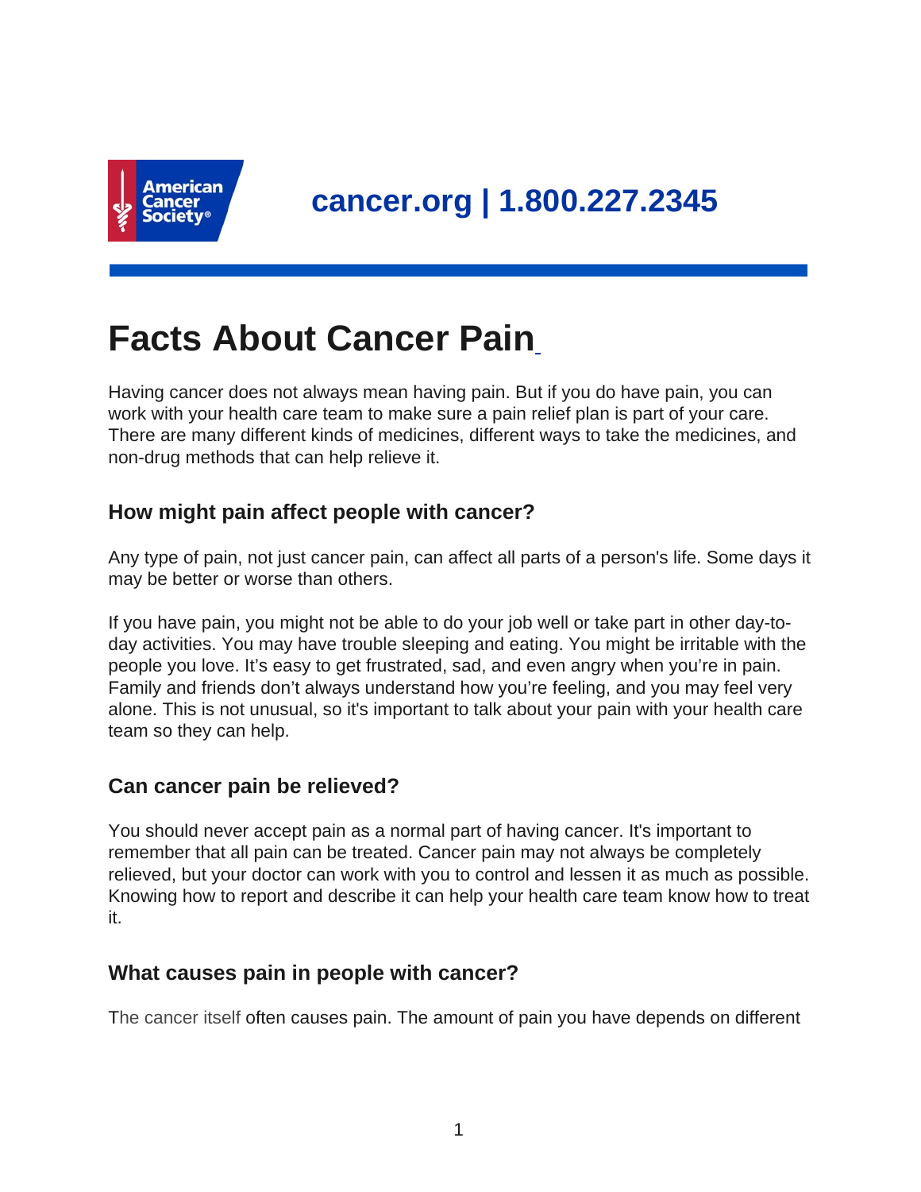cancer.org | 1.800.227.2345

# Facts About Cancer Pain

Having cancer does not always mean having pain. But if you do have pain, you can work with your health care team to make sure a pain relief plan is part of your care. There are many different kinds of medicines, different ways to take the medicines, and non-drug methods that can help relieve it.

## How might pain affect people with cancer?

Any type of pain, not just cancer pain, can affect all parts of a person's life. Some days it may be better or worse than others.

If you have pain, you might not be able to do your job well or take part in other day-to-day activities. You may have trouble sleeping and eating. You might be irritable with the people you love. It's easy to get frustrated, sad, and even angry when you're in pain. Family and friends don't always understand how you're feeling, and you may feel very alone. This is not unusual, so it's important to talk about your pain with your health care team so they can help.

## Can cancer pain be relieved?

You should never accept pain as a normal part of having cancer. It's important to remember that all pain can be treated. Cancer pain may not always be completely relieved, but your doctor can work with you to control and lessen it as much as possible. Knowing how to report and describe it can help your health care team know how to treat it.

## What causes pain in people with cancer?

The cancer itself often causes pain. The amount of pain you have depends on different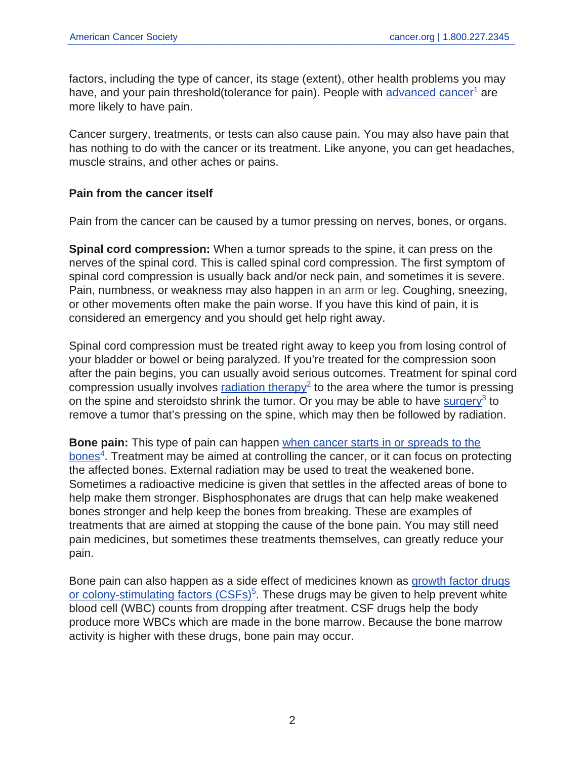factors, including the type of cancer, its stage (extent), other health problems you may have, and your pain threshold(tolerance for pain). People with advanced cancer[1] are more likely to have pain.

Cancer surgery, treatments, or tests can also cause pain. You may also have pain that has nothing to do with the cancer or its treatment. Like anyone, you can get headaches, muscle strains, and other aches or pains.

### Pain from the cancer itself

Pain from the cancer can be caused by a tumor pressing on nerves, bones, or organs.

**Spinal cord compression:** When a tumor spreads to the spine, it can press on the nerves of the spinal cord. This is called spinal cord compression. The first symptom of spinal cord compression is usually back and/or neck pain, and sometimes it is severe. Pain, numbness, or weakness may also happen in an arm or leg. Coughing, sneezing, or other movements often make the pain worse. If you have this kind of pain, it is considered an emergency and you should get help right away.

Spinal cord compression must be treated right away to keep you from losing control of your bladder or bowel or being paralyzed. If you're treated for the compression soon after the pain begins, you can usually avoid serious outcomes. Treatment for spinal cord compression usually involves radiation therapy[2] to the area where the tumor is pressing on the spine and steroidsto shrink the tumor. Or you may be able to have surgery[3] to remove a tumor that's pressing on the spine, which may then be followed by radiation.

**Bone pain:** This type of pain can happen when cancer starts in or spreads to the bones[4]. Treatment may be aimed at controlling the cancer, or it can focus on protecting the affected bones. External radiation may be used to treat the weakened bone. Sometimes a radioactive medicine is given that settles in the affected areas of bone to help make them stronger. Bisphosphonates are drugs that can help make weakened bones stronger and help keep the bones from breaking. These are examples of treatments that are aimed at stopping the cause of the bone pain. You may still need pain medicines, but sometimes these treatments themselves, can greatly reduce your pain.

Bone pain can also happen as a side effect of medicines known as growth factor drugs or colony-stimulating factors (CSFs)[5]. These drugs may be given to help prevent white blood cell (WBC) counts from dropping after treatment. CSF drugs help the body produce more WBCs which are made in the bone marrow. Because the bone marrow activity is higher with these drugs, bone pain may occur.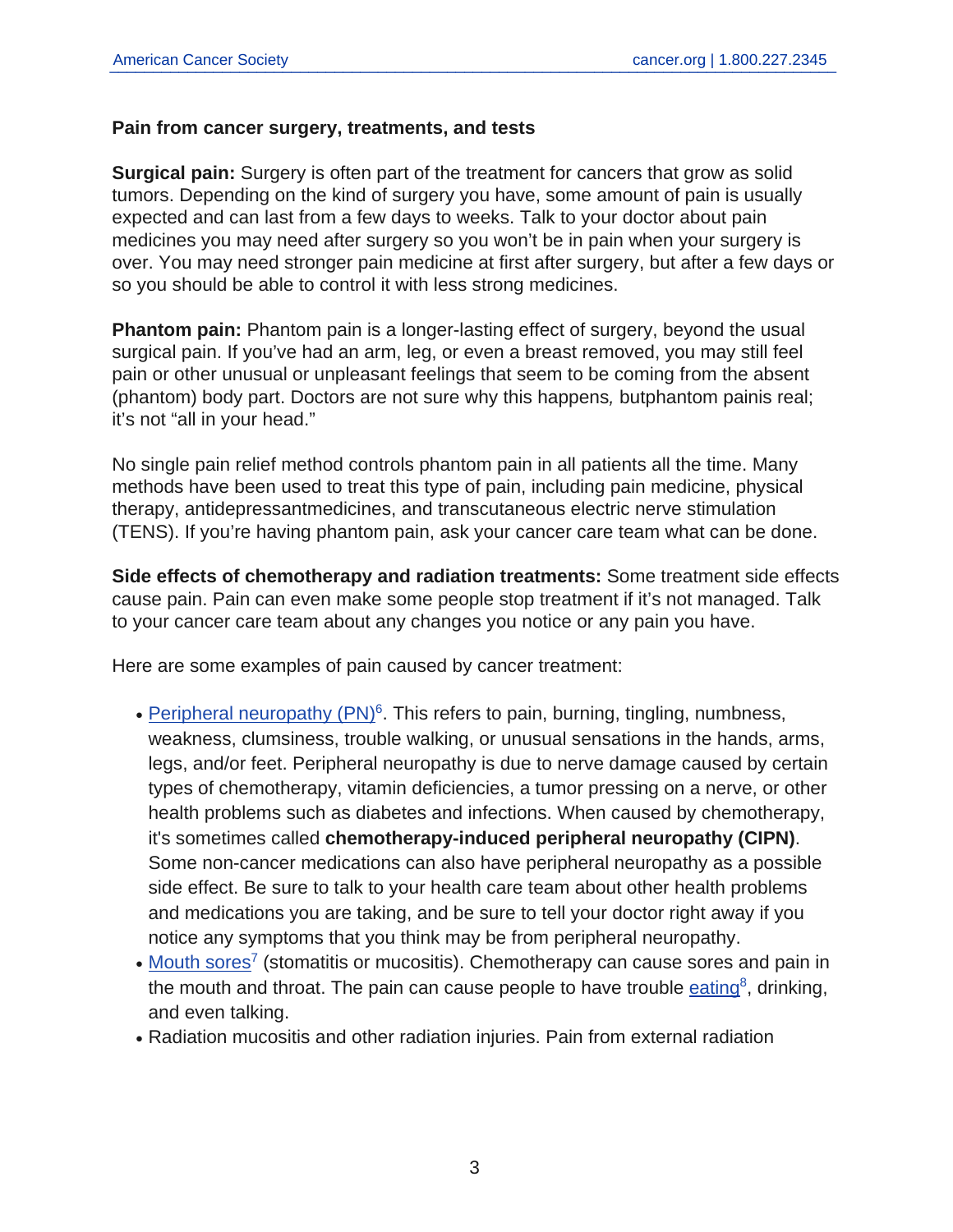**Pain from cancer surgery, treatments, and tests**

**Surgical pain:** Surgery is often part of the treatment for cancers that grow as solid tumors. Depending on the kind of surgery you have, some amount of pain is usually expected and can last from a few days to weeks. Talk to your doctor about pain medicines you may need after surgery so you won't be in pain when your surgery is over. You may need stronger pain medicine at first after surgery, but after a few days or so you should be able to control it with less strong medicines.

**Phantom pain:** Phantom pain is a longer-lasting effect of surgery, beyond the usual surgical pain. If you've had an arm, leg, or even a breast removed, you may still feel pain or other unusual or unpleasant feelings that seem to be coming from the absent (phantom) body part. Doctors are not sure why this happens, butphantom painis real; it's not "all in your head."

No single pain relief method controls phantom pain in all patients all the time. Many methods have been used to treat this type of pain, including pain medicine, physical therapy, antidepressantmedicines, and transcutaneous electric nerve stimulation (TENS). If you're having phantom pain, ask your cancer care team what can be done.

**Side effects of chemotherapy and radiation treatments:** Some treatment side effects cause pain. Pain can even make some people stop treatment if it's not managed. Talk to your cancer care team about any changes you notice or any pain you have.

Here are some examples of pain caused by cancer treatment:

- Peripheral neuropathy (PN)[6]. This refers to pain, burning, tingling, numbness, weakness, clumsiness, trouble walking, or unusual sensations in the hands, arms, legs, and/or feet. Peripheral neuropathy is due to nerve damage caused by certain types of chemotherapy, vitamin deficiencies, a tumor pressing on a nerve, or other health problems such as diabetes and infections. When caused by chemotherapy, it's sometimes called **chemotherapy-induced peripheral neuropathy (CIPN)**. Some non-cancer medications can also have peripheral neuropathy as a possible side effect. Be sure to talk to your health care team about other health problems and medications you are taking, and be sure to tell your doctor right away if you notice any symptoms that you think may be from peripheral neuropathy.
- Mouth sores[7] (stomatitis or mucositis). Chemotherapy can cause sores and pain in the mouth and throat. The pain can cause people to have trouble eating[8], drinking, and even talking.
- Radiation mucositis and other radiation injuries. Pain from external radiation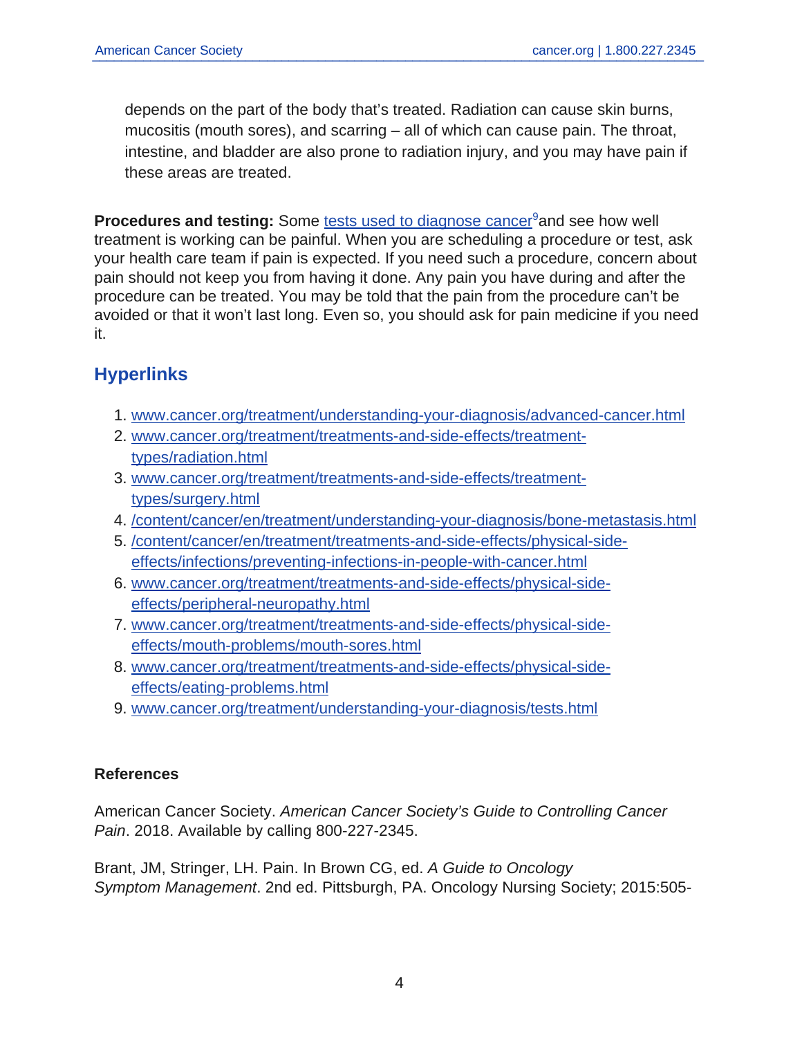depends on the part of the body that's treated. Radiation can cause skin burns, mucositis (mouth sores), and scarring – all of which can cause pain. The throat, intestine, and bladder are also prone to radiation injury, and you may have pain if these areas are treated.

**Procedures and testing:** Some tests used to diagnose cancer[9] and see how well treatment is working can be painful. When you are scheduling a procedure or test, ask your health care team if pain is expected. If you need such a procedure, concern about pain should not keep you from having it done. Any pain you have during and after the procedure can be treated. You may be told that the pain from the procedure can't be avoided or that it won't last long. Even so, you should ask for pain medicine if you need it.

## Hyperlinks

1. www.cancer.org/treatment/understanding-your-diagnosis/advanced-cancer.html
2. www.cancer.org/treatment/treatments-and-side-effects/treatment-types/radiation.html
3. www.cancer.org/treatment/treatments-and-side-effects/treatment-types/surgery.html
4. /content/cancer/en/treatment/understanding-your-diagnosis/bone-metastasis.html
5. /content/cancer/en/treatment/treatments-and-side-effects/physical-side-effects/infections/preventing-infections-in-people-with-cancer.html
6. www.cancer.org/treatment/treatments-and-side-effects/physical-side-effects/peripheral-neuropathy.html
7. www.cancer.org/treatment/treatments-and-side-effects/physical-side-effects/mouth-problems/mouth-sores.html
8. www.cancer.org/treatment/treatments-and-side-effects/physical-side-effects/eating-problems.html
9. www.cancer.org/treatment/understanding-your-diagnosis/tests.html

**References**

American Cancer Society. *American Cancer Society's Guide to Controlling Cancer Pain*. 2018. Available by calling 800-227-2345.

Brant, JM, Stringer, LH. Pain. In Brown CG, ed. *A Guide to Oncology Symptom Management*. 2nd ed. Pittsburgh, PA. Oncology Nursing Society; 2015:505-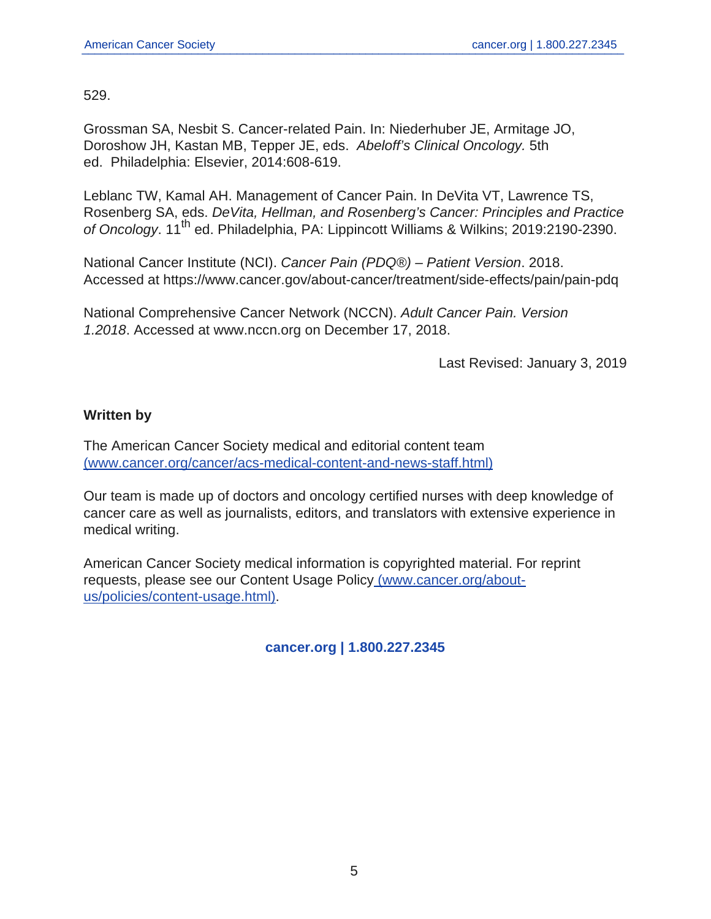529.

Grossman SA, Nesbit S. Cancer-related Pain. In: Niederhuber JE, Armitage JO, Doroshow JH, Kastan MB, Tepper JE, eds. *Abeloff's Clinical Oncology.* 5th ed. Philadelphia: Elsevier, 2014:608-619.

Leblanc TW, Kamal AH. Management of Cancer Pain. In DeVita VT, Lawrence TS, Rosenberg SA, eds. *DeVita, Hellman, and Rosenberg's Cancer: Principles and Practice of Oncology*. 11th ed. Philadelphia, PA: Lippincott Williams & Wilkins; 2019:2190-2390.

National Cancer Institute (NCI). *Cancer Pain (PDQ®) – Patient Version*. 2018. Accessed at https://www.cancer.gov/about-cancer/treatment/side-effects/pain/pain-pdq

National Comprehensive Cancer Network (NCCN). *Adult Cancer Pain. Version 1.2018*. Accessed at www.nccn.org on December 17, 2018.

Last Revised: January 3, 2019

**Written by**

The American Cancer Society medical and editorial content team (www.cancer.org/cancer/acs-medical-content-and-news-staff.html)

Our team is made up of doctors and oncology certified nurses with deep knowledge of cancer care as well as journalists, editors, and translators with extensive experience in medical writing.

American Cancer Society medical information is copyrighted material. For reprint requests, please see our Content Usage Policy (www.cancer.org/about-us/policies/content-usage.html).

**cancer.org | 1.800.227.2345**